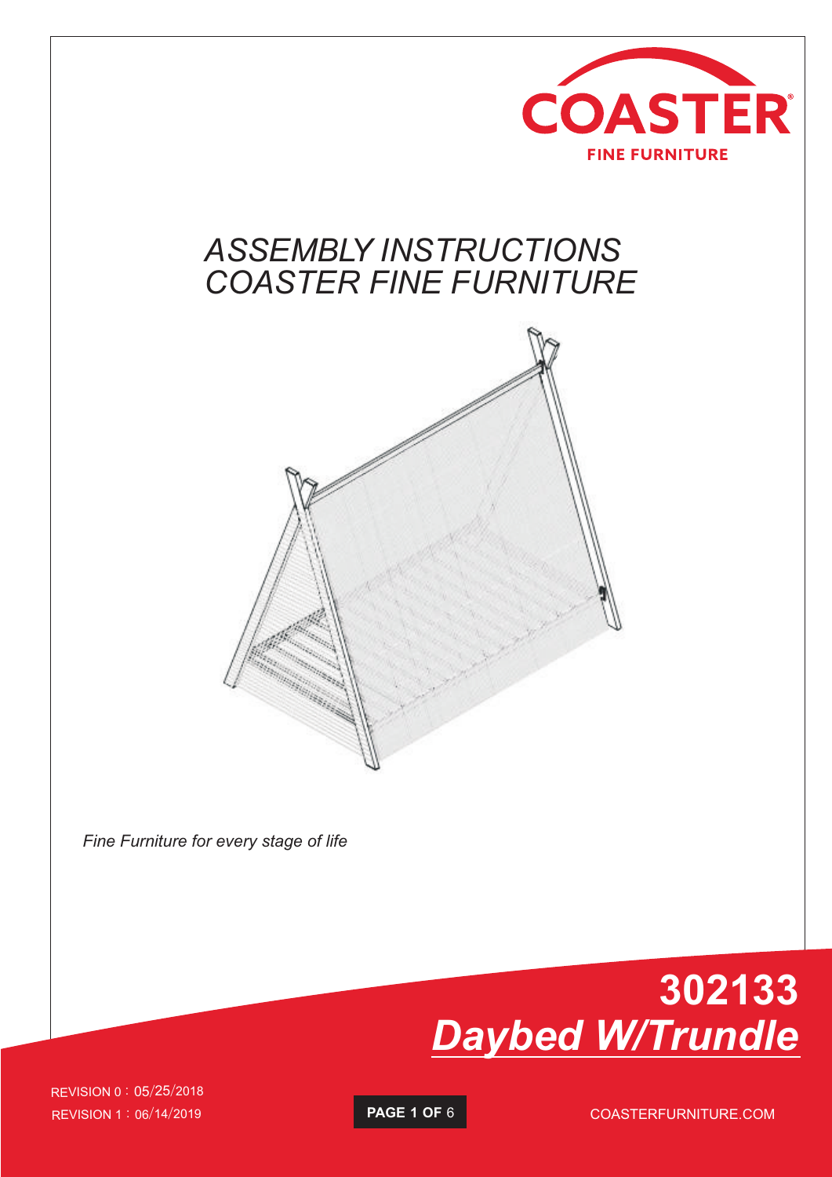COASTER

FINE FURNITURE

# *ASSEMBLY INSTRUCTIONS*
# *COASTER FINE FURNITURE*

*Fine Furniture for every stage of life*

# 302133
## *Daybed W/Trundle*

REVISION 0：05/25/2018

REVISION 1：06/14/2019

COASTERFURNITURE.COM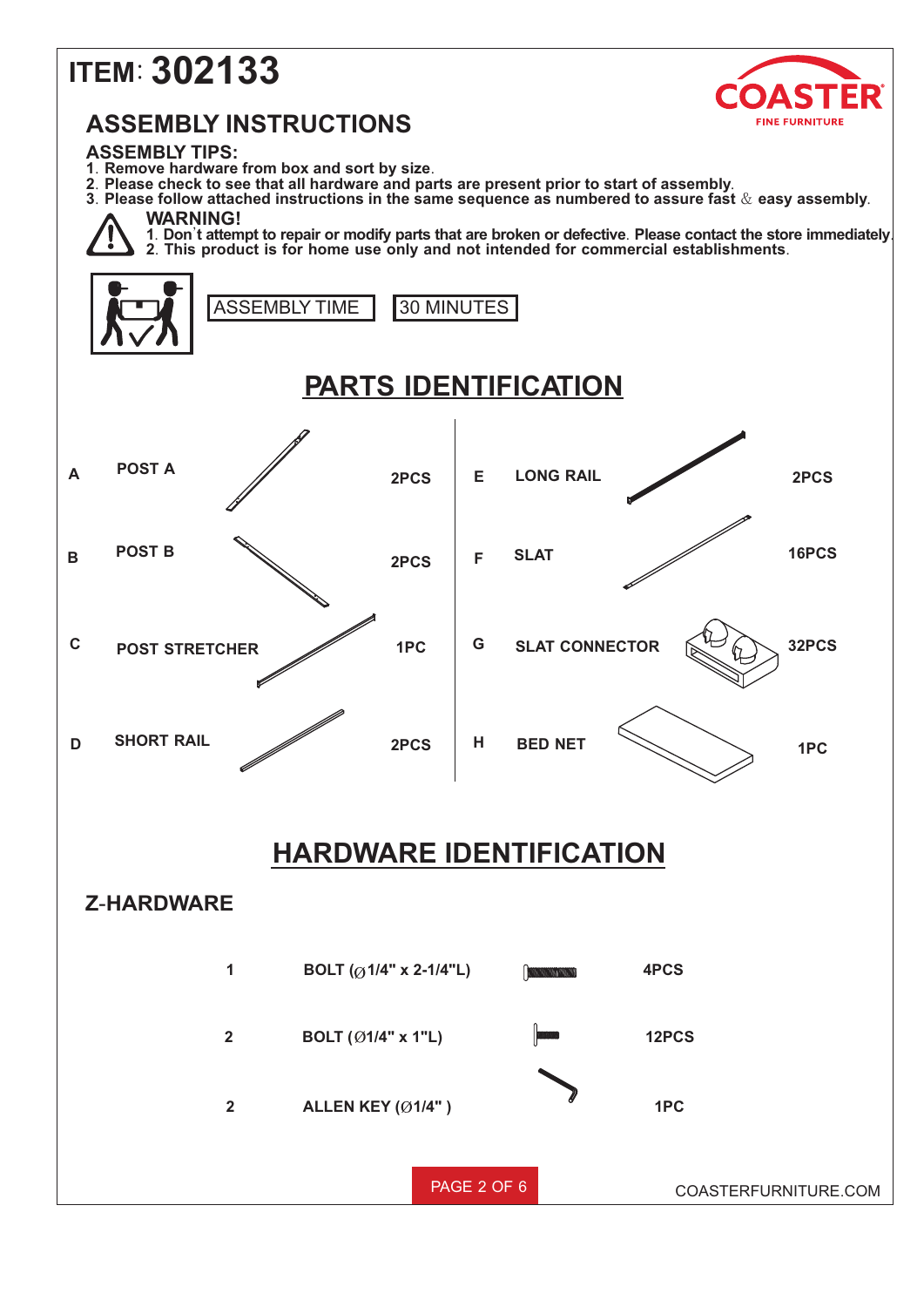# ITEM: 302133

COASTER
FINE FURNITURE

## ASSEMBLY INSTRUCTIONS

### ASSEMBLY TIPS:

1. Remove hardware from box and sort by size.
2. Please check to see that all hardware and parts are present prior to start of assembly.
3. Please follow attached instructions in the same sequence as numbered to assure fast & easy assembly.

**WARNING!**

1. Don`t attempt to repair or modify parts that are broken or defective. Please contact the store immediately.
2. This product is for home use only and not intended for commercial establishments.

ASSEMBLY TIME | 30 MINUTES

## PARTS IDENTIFICATION

| | Part | Qty |
|---|---|---|
| A | POST A | 2PCS |
| B | POST B | 2PCS |
| C | POST STRETCHER | 1PC |
| D | SHORT RAIL | 2PCS |
| E | LONG RAIL | 2PCS |
| F | SLAT | 16PCS |
| G | SLAT CONNECTOR | 32PCS |
| H | BED NET | 1PC |

## HARDWARE IDENTIFICATION

### Z-HARDWARE

| | Hardware | Qty |
|---|---|---|
| 1 | BOLT (Ø1/4" x 2-1/4"L) | 4PCS |
| 2 | BOLT (Ø1/4" x 1"L) | 12PCS |
| 2 | ALLEN KEY (Ø1/4" ) | 1PC |

COASTERFURNITURE.COM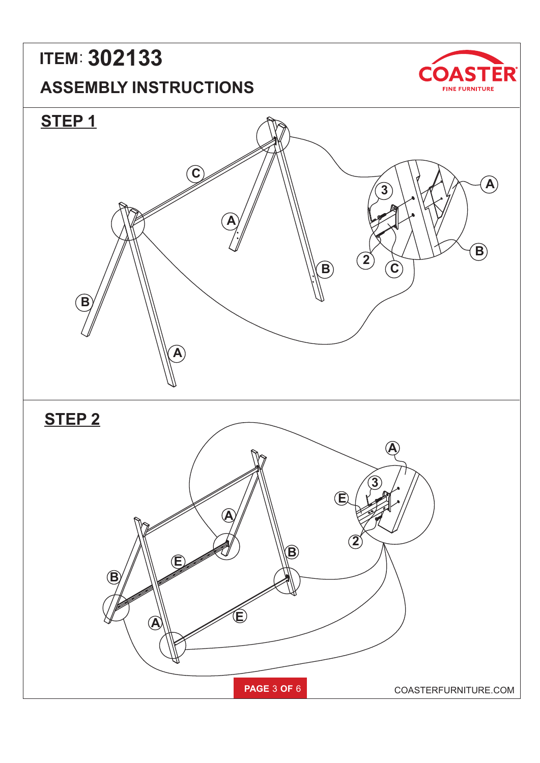# ITEM: 302133

## ASSEMBLY INSTRUCTIONS

COASTER
FINE FURNITURE

## STEP 1

C
A
B
B
A
3
A
B
2
C

## STEP 2

A
3
E
A
2
B
E
B
A
E

COASTERFURNITURE.COM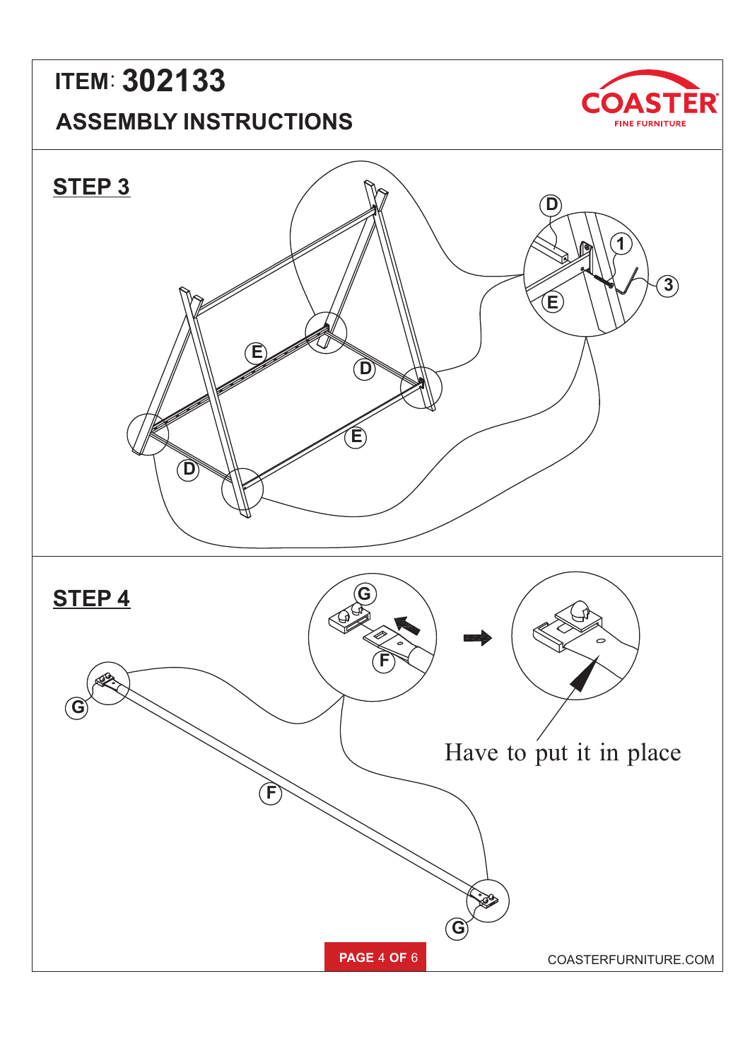ITEM: 302133

ASSEMBLY INSTRUCTIONS

## STEP 3

D E 1 3

E D E D

## STEP 4

G F

Have to put it in place

G F G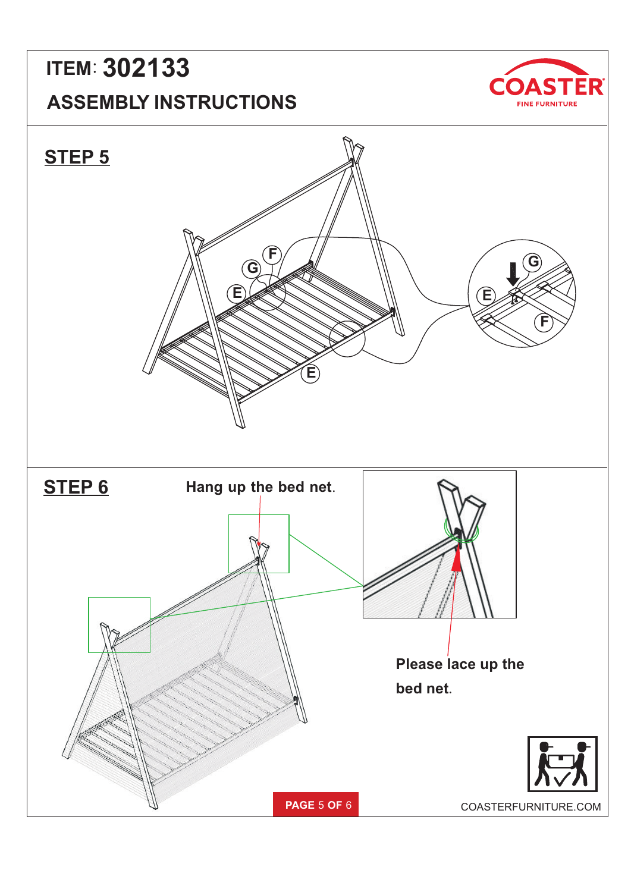# ITEM: 302133

## ASSEMBLY INSTRUCTIONS

## STEP 5

## STEP 6

**Hang up the bed net.**

**Please lace up the bed net.**

COASTERFURNITURE.COM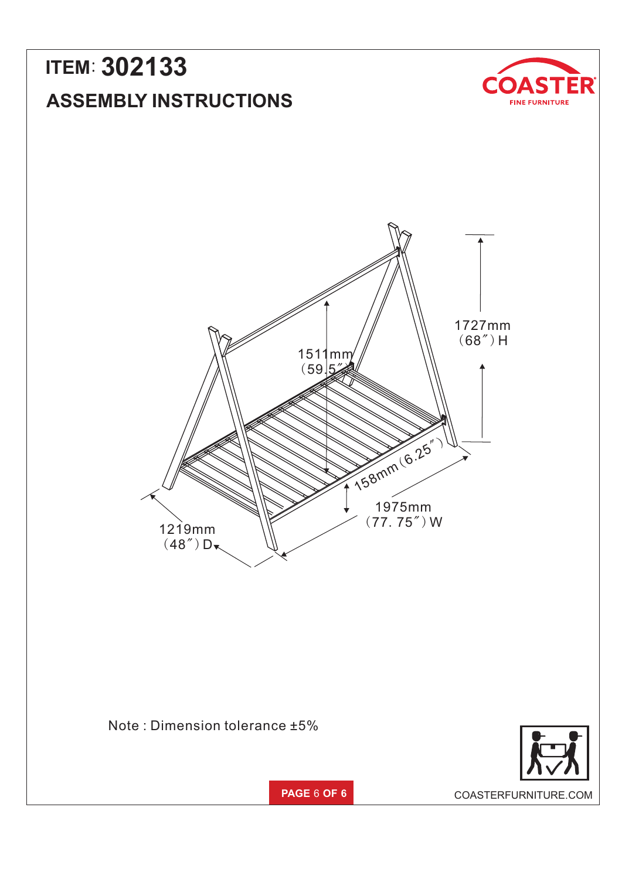# ITEM: 302133

## ASSEMBLY INSTRUCTIONS

COASTER FINE FURNITURE

1727mm
（68″）H

1511mm
（59.5″）

158mm（6.25″）

1975mm
（77. 75″）W

1219mm
（48″）D

Note : Dimension tolerance ±5%

COASTERFURNITURE.COM